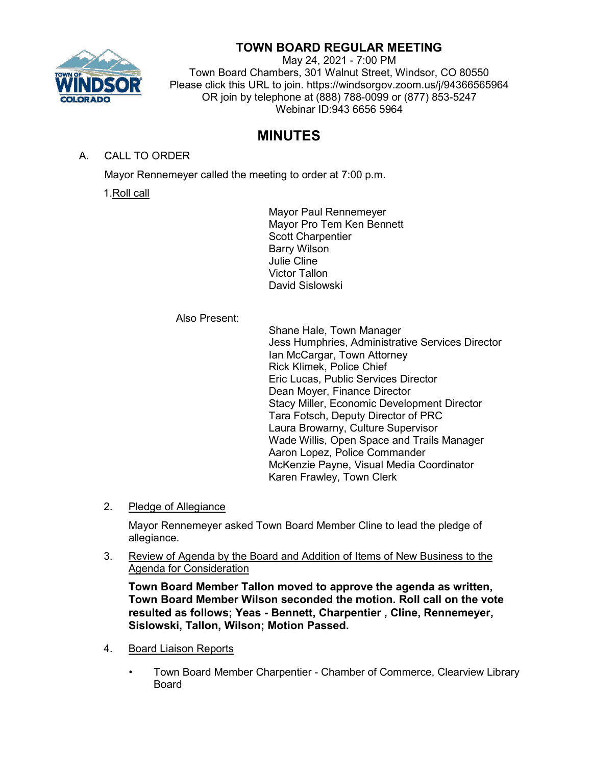# TOWN BOARD REGULAR MEETING

May 24, 2021 - 7:00 PM
Town Board Chambers, 301 Walnut Street, Windsor, CO 80550
Please click this URL to join. https://windsorgov.zoom.us/j/94366565964
OR join by telephone at (888) 788-0099 or (877) 853-5247
Webinar ID:943 6656 5964

## MINUTES

A. CALL TO ORDER

Mayor Rennemeyer called the meeting to order at 7:00 p.m.

1. Roll call

Mayor Paul Rennemeyer
Mayor Pro Tem Ken Bennett
Scott Charpentier
Barry Wilson
Julie Cline
Victor Tallon
David Sislowski

Also Present:

Shane Hale, Town Manager
Jess Humphries, Administrative Services Director
Ian McCargar, Town Attorney
Rick Klimek, Police Chief
Eric Lucas, Public Services Director
Dean Moyer, Finance Director
Stacy Miller, Economic Development Director
Tara Fotsch, Deputy Director of PRC
Laura Browarny, Culture Supervisor
Wade Willis, Open Space and Trails Manager
Aaron Lopez, Police Commander
McKenzie Payne, Visual Media Coordinator
Karen Frawley, Town Clerk

2. Pledge of Allegiance

Mayor Rennemeyer asked Town Board Member Cline to lead the pledge of allegiance.

3. Review of Agenda by the Board and Addition of Items of New Business to the Agenda for Consideration

**Town Board Member Tallon moved to approve the agenda as written, Town Board Member Wilson seconded the motion. Roll call on the vote resulted as follows; Yeas - Bennett, Charpentier , Cline, Rennemeyer, Sislowski, Tallon, Wilson; Motion Passed.**

4. Board Liaison Reports

- Town Board Member Charpentier - Chamber of Commerce, Clearview Library Board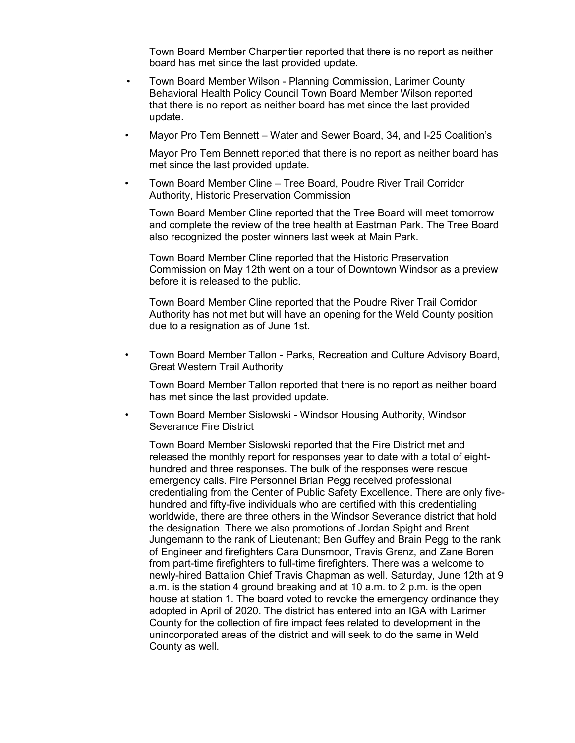Town Board Member Charpentier reported that there is no report as neither board has met since the last provided update.

- Town Board Member Wilson - Planning Commission, Larimer County Behavioral Health Policy Council Town Board Member Wilson reported that there is no report as neither board has met since the last provided update.

- Mayor Pro Tem Bennett – Water and Sewer Board, 34, and I-25 Coalition's

  Mayor Pro Tem Bennett reported that there is no report as neither board has met since the last provided update.

- Town Board Member Cline – Tree Board, Poudre River Trail Corridor Authority, Historic Preservation Commission

  Town Board Member Cline reported that the Tree Board will meet tomorrow and complete the review of the tree health at Eastman Park. The Tree Board also recognized the poster winners last week at Main Park.

  Town Board Member Cline reported that the Historic Preservation Commission on May 12th went on a tour of Downtown Windsor as a preview before it is released to the public.

  Town Board Member Cline reported that the Poudre River Trail Corridor Authority has not met but will have an opening for the Weld County position due to a resignation as of June 1st.

- Town Board Member Tallon - Parks, Recreation and Culture Advisory Board, Great Western Trail Authority

  Town Board Member Tallon reported that there is no report as neither board has met since the last provided update.

- Town Board Member Sislowski - Windsor Housing Authority, Windsor Severance Fire District

  Town Board Member Sislowski reported that the Fire District met and released the monthly report for responses year to date with a total of eight-hundred and three responses. The bulk of the responses were rescue emergency calls. Fire Personnel Brian Pegg received professional credentialing from the Center of Public Safety Excellence. There are only five-hundred and fifty-five individuals who are certified with this credentialing worldwide, there are three others in the Windsor Severance district that hold the designation. There we also promotions of Jordan Spight and Brent Jungemann to the rank of Lieutenant; Ben Guffey and Brain Pegg to the rank of Engineer and firefighters Cara Dunsmoor, Travis Grenz, and Zane Boren from part-time firefighters to full-time firefighters. There was a welcome to newly-hired Battalion Chief Travis Chapman as well. Saturday, June 12th at 9 a.m. is the station 4 ground breaking and at 10 a.m. to 2 p.m. is the open house at station 1. The board voted to revoke the emergency ordinance they adopted in April of 2020. The district has entered into an IGA with Larimer County for the collection of fire impact fees related to development in the unincorporated areas of the district and will seek to do the same in Weld County as well.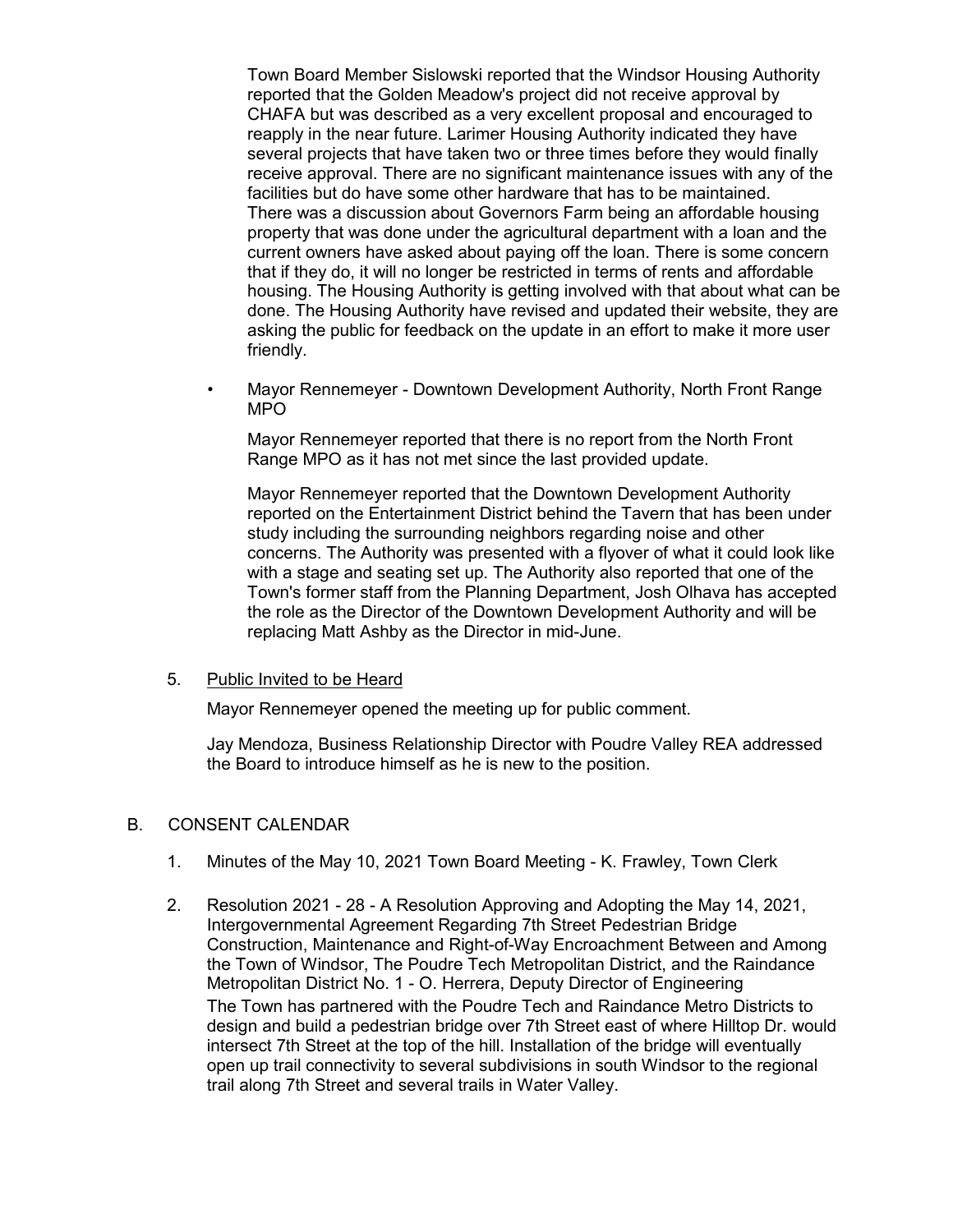Town Board Member Sislowski reported that the Windsor Housing Authority reported that the Golden Meadow's project did not receive approval by CHAFA but was described as a very excellent proposal and encouraged to reapply in the near future. Larimer Housing Authority indicated they have several projects that have taken two or three times before they would finally receive approval. There are no significant maintenance issues with any of the facilities but do have some other hardware that has to be maintained. There was a discussion about Governors Farm being an affordable housing property that was done under the agricultural department with a loan and the current owners have asked about paying off the loan. There is some concern that if they do, it will no longer be restricted in terms of rents and affordable housing. The Housing Authority is getting involved with that about what can be done. The Housing Authority have revised and updated their website, they are asking the public for feedback on the update in an effort to make it more user friendly.

- Mayor Rennemeyer - Downtown Development Authority, North Front Range MPO

  Mayor Rennemeyer reported that there is no report from the North Front Range MPO as it has not met since the last provided update.

  Mayor Rennemeyer reported that the Downtown Development Authority reported on the Entertainment District behind the Tavern that has been under study including the surrounding neighbors regarding noise and other concerns. The Authority was presented with a flyover of what it could look like with a stage and seating set up. The Authority also reported that one of the Town's former staff from the Planning Department, Josh Olhava has accepted the role as the Director of the Downtown Development Authority and will be replacing Matt Ashby as the Director in mid-June.

5. Public Invited to be Heard

   Mayor Rennemeyer opened the meeting up for public comment.

   Jay Mendoza, Business Relationship Director with Poudre Valley REA addressed the Board to introduce himself as he is new to the position.

## B. CONSENT CALENDAR

1. Minutes of the May 10, 2021 Town Board Meeting - K. Frawley, Town Clerk

2. Resolution 2021 - 28 - A Resolution Approving and Adopting the May 14, 2021, Intergovernmental Agreement Regarding 7th Street Pedestrian Bridge Construction, Maintenance and Right-of-Way Encroachment Between and Among the Town of Windsor, The Poudre Tech Metropolitan District, and the Raindance Metropolitan District No. 1 - O. Herrera, Deputy Director of Engineering

   The Town has partnered with the Poudre Tech and Raindance Metro Districts to design and build a pedestrian bridge over 7th Street east of where Hilltop Dr. would intersect 7th Street at the top of the hill. Installation of the bridge will eventually open up trail connectivity to several subdivisions in south Windsor to the regional trail along 7th Street and several trails in Water Valley.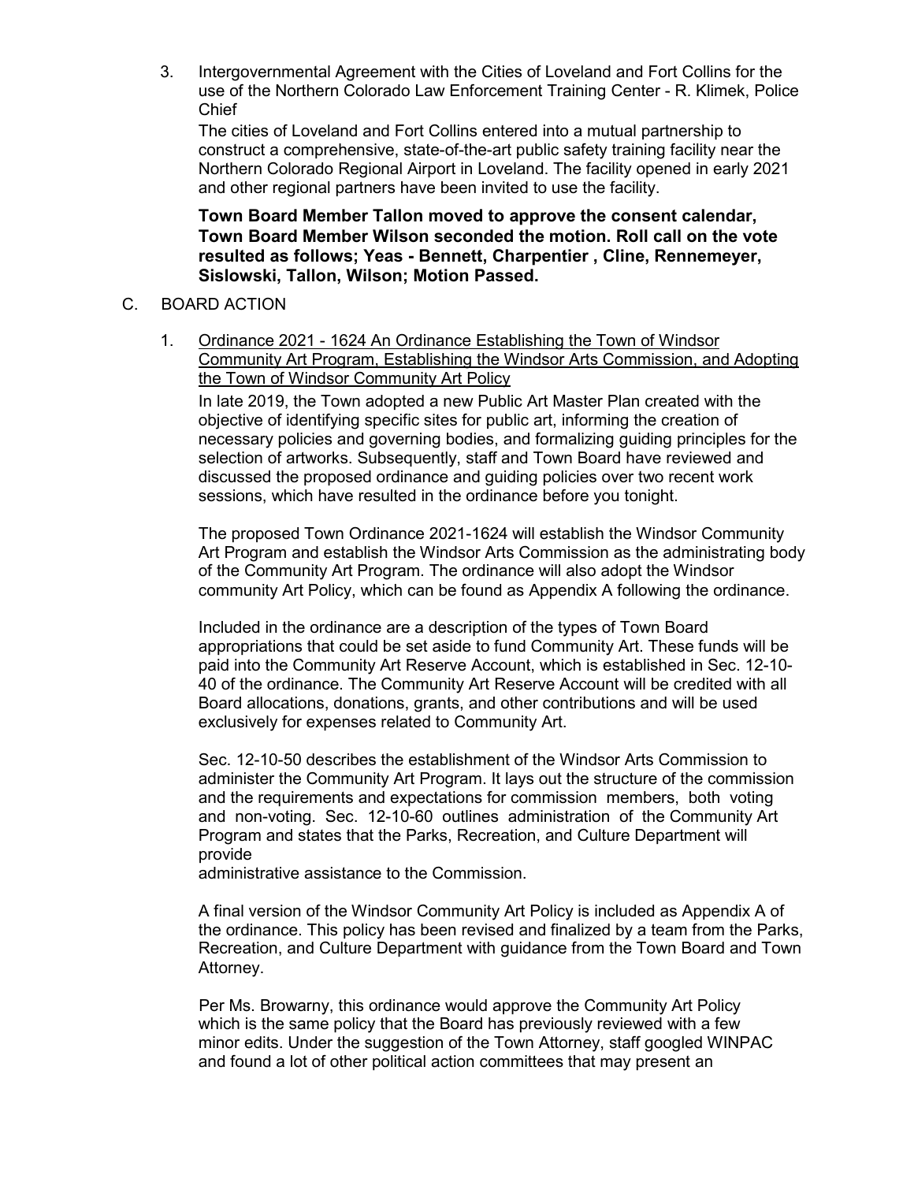3. Intergovernmental Agreement with the Cities of Loveland and Fort Collins for the use of the Northern Colorado Law Enforcement Training Center - R. Klimek, Police Chief

   The cities of Loveland and Fort Collins entered into a mutual partnership to construct a comprehensive, state-of-the-art public safety training facility near the Northern Colorado Regional Airport in Loveland. The facility opened in early 2021 and other regional partners have been invited to use the facility.

   **Town Board Member Tallon moved to approve the consent calendar, Town Board Member Wilson seconded the motion. Roll call on the vote resulted as follows; Yeas - Bennett, Charpentier , Cline, Rennemeyer, Sislowski, Tallon, Wilson; Motion Passed.**

C. BOARD ACTION

1. Ordinance 2021 - 1624 An Ordinance Establishing the Town of Windsor Community Art Program, Establishing the Windsor Arts Commission, and Adopting the Town of Windsor Community Art Policy

   In late 2019, the Town adopted a new Public Art Master Plan created with the objective of identifying specific sites for public art, informing the creation of necessary policies and governing bodies, and formalizing guiding principles for the selection of artworks. Subsequently, staff and Town Board have reviewed and discussed the proposed ordinance and guiding policies over two recent work sessions, which have resulted in the ordinance before you tonight.

   The proposed Town Ordinance 2021-1624 will establish the Windsor Community Art Program and establish the Windsor Arts Commission as the administrating body of the Community Art Program. The ordinance will also adopt the Windsor community Art Policy, which can be found as Appendix A following the ordinance.

   Included in the ordinance are a description of the types of Town Board appropriations that could be set aside to fund Community Art. These funds will be paid into the Community Art Reserve Account, which is established in Sec. 12-10-40 of the ordinance. The Community Art Reserve Account will be credited with all Board allocations, donations, grants, and other contributions and will be used exclusively for expenses related to Community Art.

   Sec. 12-10-50 describes the establishment of the Windsor Arts Commission to administer the Community Art Program. It lays out the structure of the commission and the requirements and expectations for commission members, both voting and non-voting. Sec. 12-10-60 outlines administration of the Community Art Program and states that the Parks, Recreation, and Culture Department will provide administrative assistance to the Commission.

   A final version of the Windsor Community Art Policy is included as Appendix A of the ordinance. This policy has been revised and finalized by a team from the Parks, Recreation, and Culture Department with guidance from the Town Board and Town Attorney.

   Per Ms. Browarny, this ordinance would approve the Community Art Policy which is the same policy that the Board has previously reviewed with a few minor edits. Under the suggestion of the Town Attorney, staff googled WINPAC and found a lot of other political action committees that may present an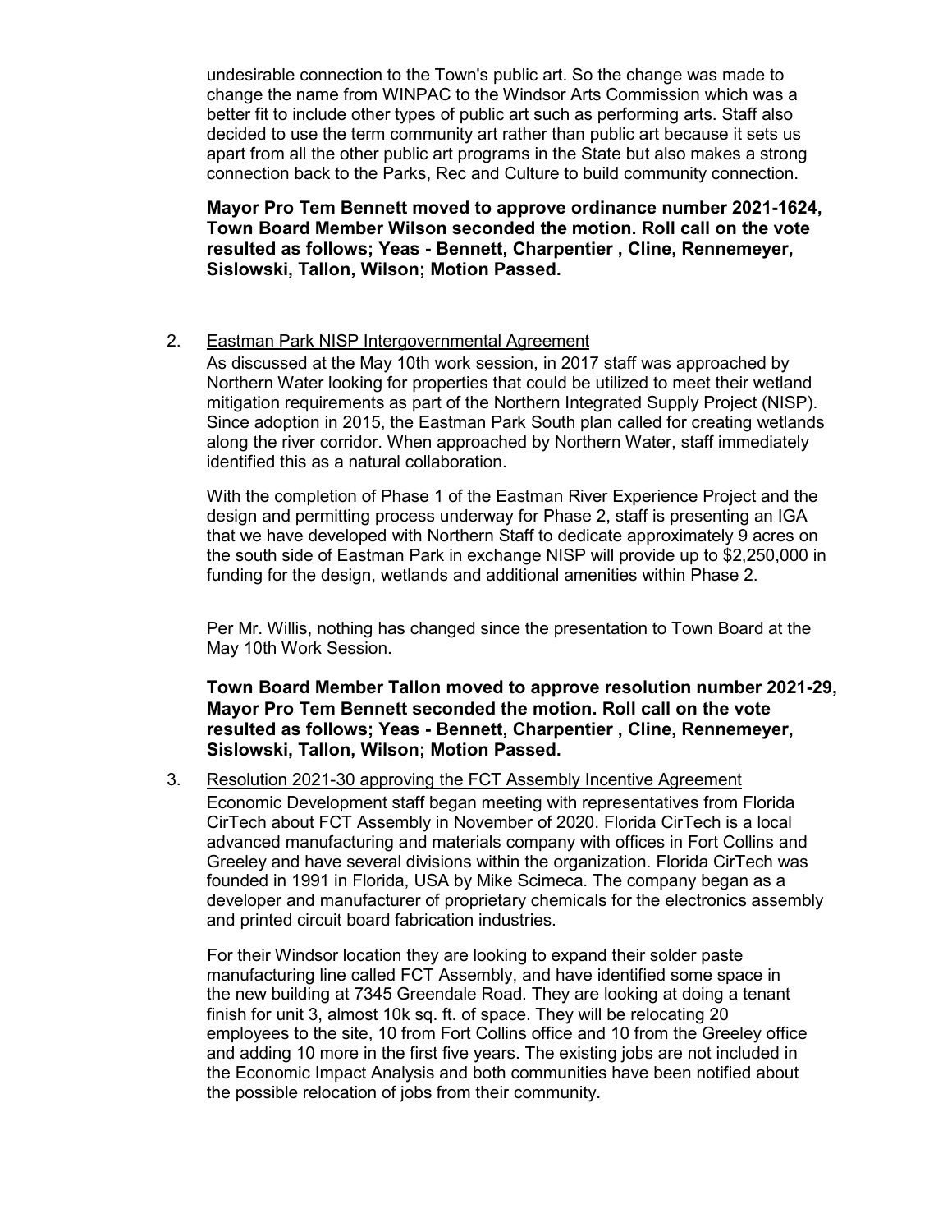undesirable connection to the Town's public art. So the change was made to change the name from WINPAC to the Windsor Arts Commission which was a better fit to include other types of public art such as performing arts. Staff also decided to use the term community art rather than public art because it sets us apart from all the other public art programs in the State but also makes a strong connection back to the Parks, Rec and Culture to build community connection.

**Mayor Pro Tem Bennett moved to approve ordinance number 2021-1624, Town Board Member Wilson seconded the motion. Roll call on the vote resulted as follows; Yeas - Bennett, Charpentier , Cline, Rennemeyer, Sislowski, Tallon, Wilson; Motion Passed.**

2. Eastman Park NISP Intergovernmental Agreement

   As discussed at the May 10th work session, in 2017 staff was approached by Northern Water looking for properties that could be utilized to meet their wetland mitigation requirements as part of the Northern Integrated Supply Project (NISP). Since adoption in 2015, the Eastman Park South plan called for creating wetlands along the river corridor. When approached by Northern Water, staff immediately identified this as a natural collaboration.

   With the completion of Phase 1 of the Eastman River Experience Project and the design and permitting process underway for Phase 2, staff is presenting an IGA that we have developed with Northern Staff to dedicate approximately 9 acres on the south side of Eastman Park in exchange NISP will provide up to $2,250,000 in funding for the design, wetlands and additional amenities within Phase 2.

   Per Mr. Willis, nothing has changed since the presentation to Town Board at the May 10th Work Session.

   **Town Board Member Tallon moved to approve resolution number 2021-29, Mayor Pro Tem Bennett seconded the motion. Roll call on the vote resulted as follows; Yeas - Bennett, Charpentier , Cline, Rennemeyer, Sislowski, Tallon, Wilson; Motion Passed.**

3. Resolution 2021-30 approving the FCT Assembly Incentive Agreement

   Economic Development staff began meeting with representatives from Florida CirTech about FCT Assembly in November of 2020. Florida CirTech is a local advanced manufacturing and materials company with offices in Fort Collins and Greeley and have several divisions within the organization. Florida CirTech was founded in 1991 in Florida, USA by Mike Scimeca. The company began as a developer and manufacturer of proprietary chemicals for the electronics assembly and printed circuit board fabrication industries.

   For their Windsor location they are looking to expand their solder paste manufacturing line called FCT Assembly, and have identified some space in the new building at 7345 Greendale Road. They are looking at doing a tenant finish for unit 3, almost 10k sq. ft. of space. They will be relocating 20 employees to the site, 10 from Fort Collins office and 10 from the Greeley office and adding 10 more in the first five years. The existing jobs are not included in the Economic Impact Analysis and both communities have been notified about the possible relocation of jobs from their community.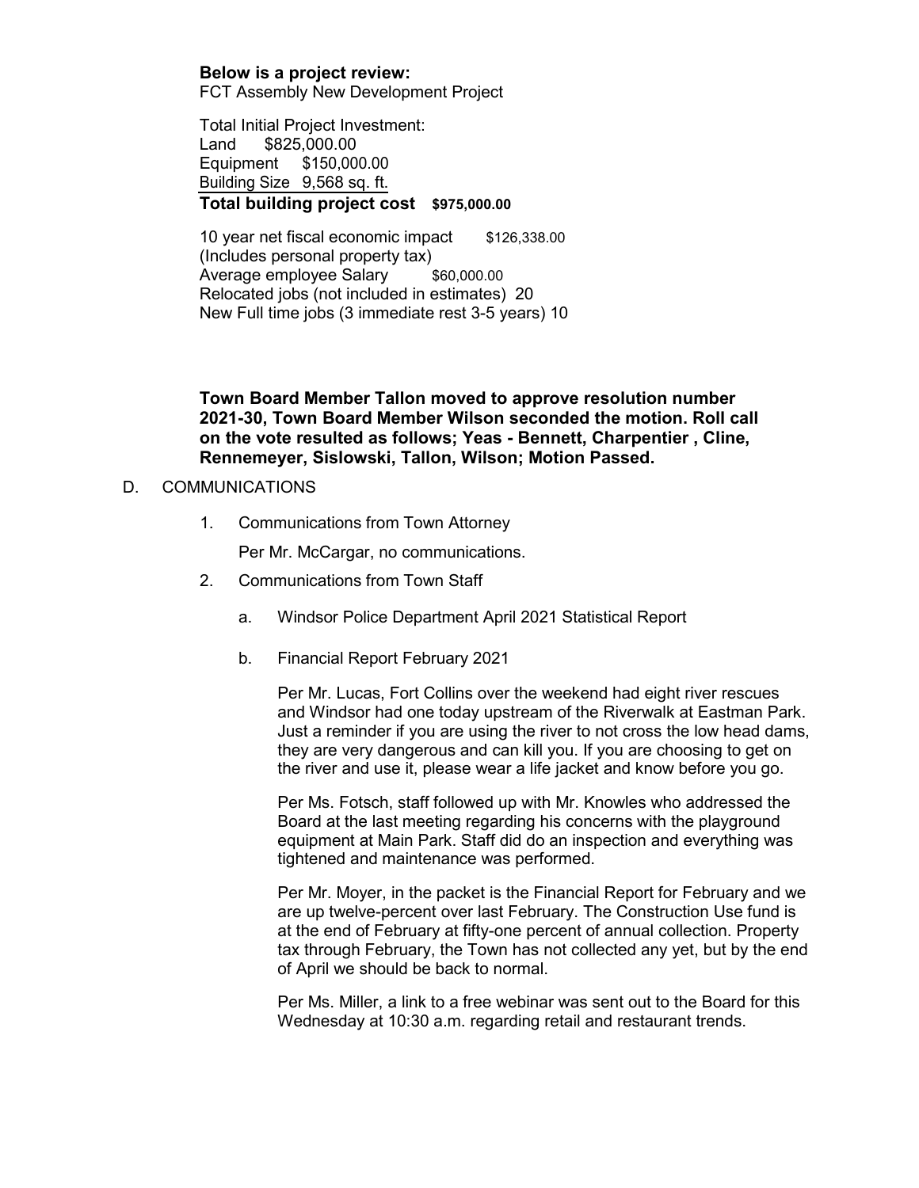**Below is a project review:**
FCT Assembly New Development Project

Total Initial Project Investment:
Land $825,000.00
Equipment $150,000.00
Building Size 9,568 sq. ft.
**Total building project cost $975,000.00**

10 year net fiscal economic impact $126,338.00
(Includes personal property tax)
Average employee Salary $60,000.00
Relocated jobs (not included in estimates) 20
New Full time jobs (3 immediate rest 3-5 years) 10

**Town Board Member Tallon moved to approve resolution number 2021-30, Town Board Member Wilson seconded the motion. Roll call on the vote resulted as follows; Yeas - Bennett, Charpentier , Cline, Rennemeyer, Sislowski, Tallon, Wilson; Motion Passed.**

D. COMMUNICATIONS

1. Communications from Town Attorney

   Per Mr. McCargar, no communications.

2. Communications from Town Staff

   a. Windsor Police Department April 2021 Statistical Report

   b. Financial Report February 2021

   Per Mr. Lucas, Fort Collins over the weekend had eight river rescues and Windsor had one today upstream of the Riverwalk at Eastman Park. Just a reminder if you are using the river to not cross the low head dams, they are very dangerous and can kill you. If you are choosing to get on the river and use it, please wear a life jacket and know before you go.

   Per Ms. Fotsch, staff followed up with Mr. Knowles who addressed the Board at the last meeting regarding his concerns with the playground equipment at Main Park. Staff did do an inspection and everything was tightened and maintenance was performed.

   Per Mr. Moyer, in the packet is the Financial Report for February and we are up twelve-percent over last February. The Construction Use fund is at the end of February at fifty-one percent of annual collection. Property tax through February, the Town has not collected any yet, but by the end of April we should be back to normal.

   Per Ms. Miller, a link to a free webinar was sent out to the Board for this Wednesday at 10:30 a.m. regarding retail and restaurant trends.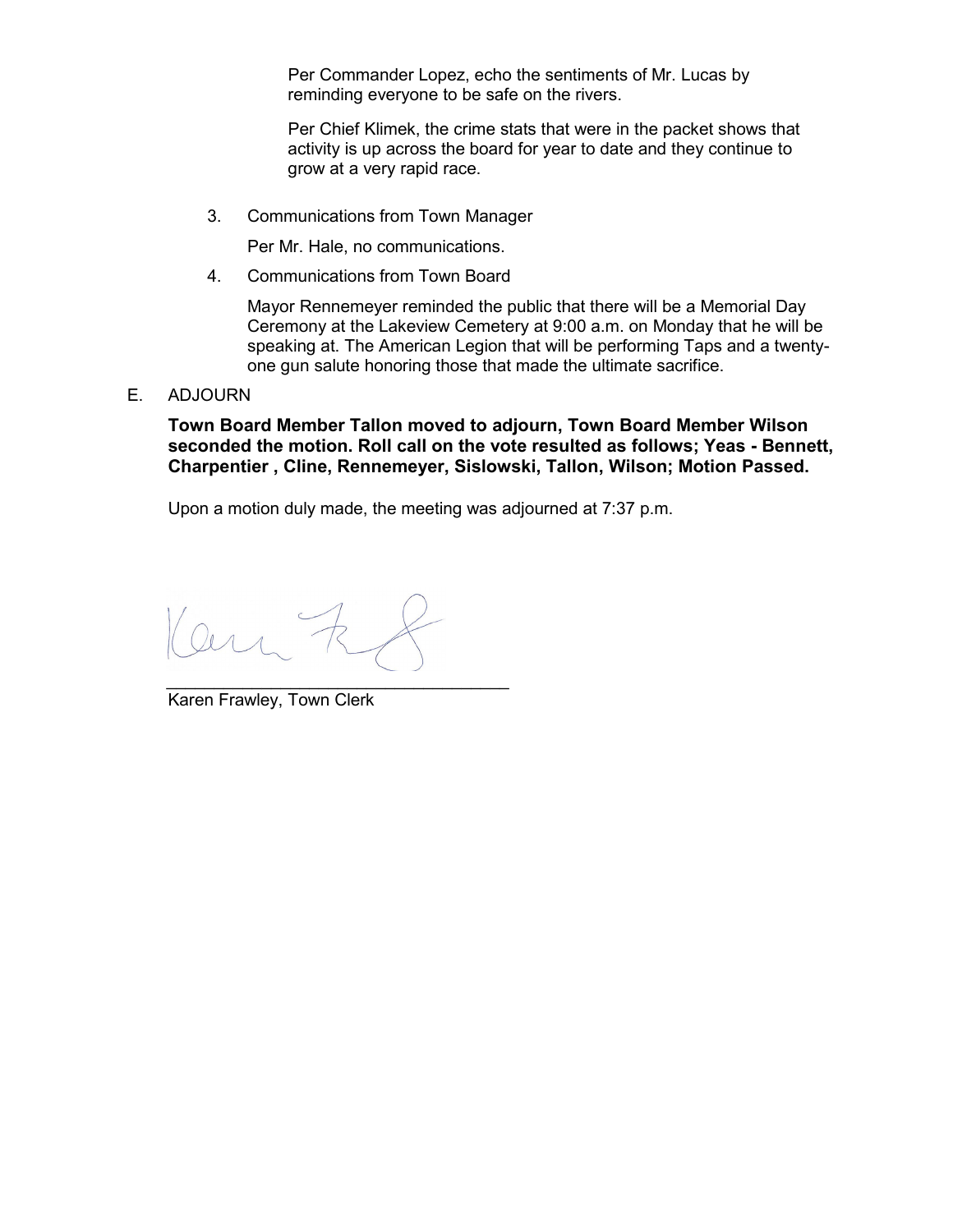Per Commander Lopez, echo the sentiments of Mr. Lucas by reminding everyone to be safe on the rivers.

Per Chief Klimek, the crime stats that were in the packet shows that activity is up across the board for year to date and they continue to grow at a very rapid race.

3. Communications from Town Manager

   Per Mr. Hale, no communications.

4. Communications from Town Board

   Mayor Rennemeyer reminded the public that there will be a Memorial Day Ceremony at the Lakeview Cemetery at 9:00 a.m. on Monday that he will be speaking at. The American Legion that will be performing Taps and a twenty-one gun salute honoring those that made the ultimate sacrifice.

E. ADJOURN

**Town Board Member Tallon moved to adjourn, Town Board Member Wilson seconded the motion. Roll call on the vote resulted as follows; Yeas - Bennett, Charpentier , Cline, Rennemeyer, Sislowski, Tallon, Wilson; Motion Passed.**

Upon a motion duly made, the meeting was adjourned at 7:37 p.m.

_____________________________________

Karen Frawley, Town Clerk